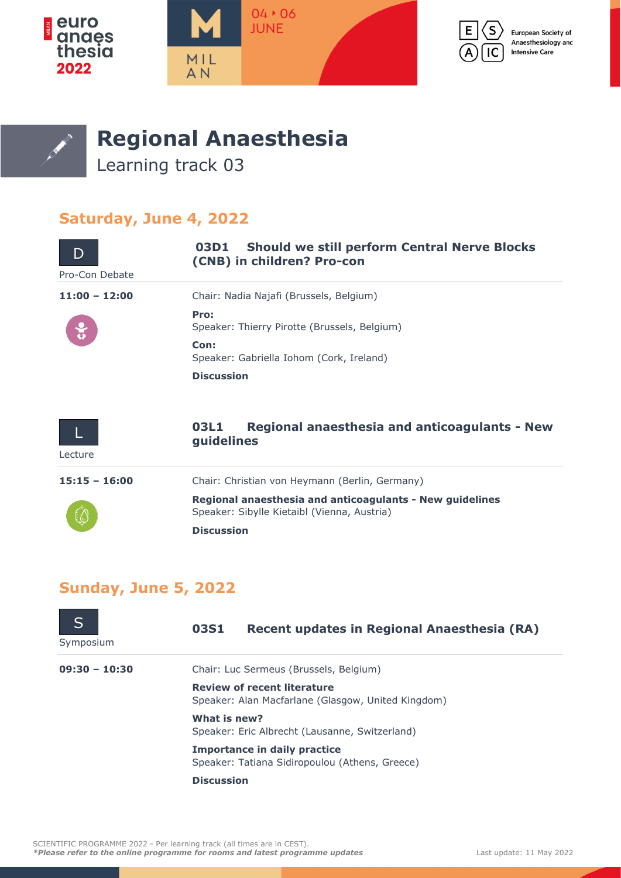# Regional Anaesthesia

Learning track 03

## Saturday, June 4, 2022

### D — Pro-Con Debate

**03D1 Should we still perform Central Nerve Blocks (CNB) in children? Pro-con**

**11:00 – 12:00**

Chair: Nadia Najafi (Brussels, Belgium)

**Pro:**
Speaker: Thierry Pirotte (Brussels, Belgium)

**Con:**
Speaker: Gabriella Iohom (Cork, Ireland)

**Discussion**

### L — Lecture

**03L1 Regional anaesthesia and anticoagulants - New guidelines**

**15:15 – 16:00**

Chair: Christian von Heymann (Berlin, Germany)

**Regional anaesthesia and anticoagulants - New guidelines**
Speaker: Sibylle Kietaibl (Vienna, Austria)

**Discussion**

## Sunday, June 5, 2022

### S — Symposium

**03S1 Recent updates in Regional Anaesthesia (RA)**

**09:30 – 10:30**

Chair: Luc Sermeus (Brussels, Belgium)

**Review of recent literature**
Speaker: Alan Macfarlane (Glasgow, United Kingdom)

**What is new?**
Speaker: Eric Albrecht (Lausanne, Switzerland)

**Importance in daily practice**
Speaker: Tatiana Sidiropoulou (Athens, Greece)

**Discussion**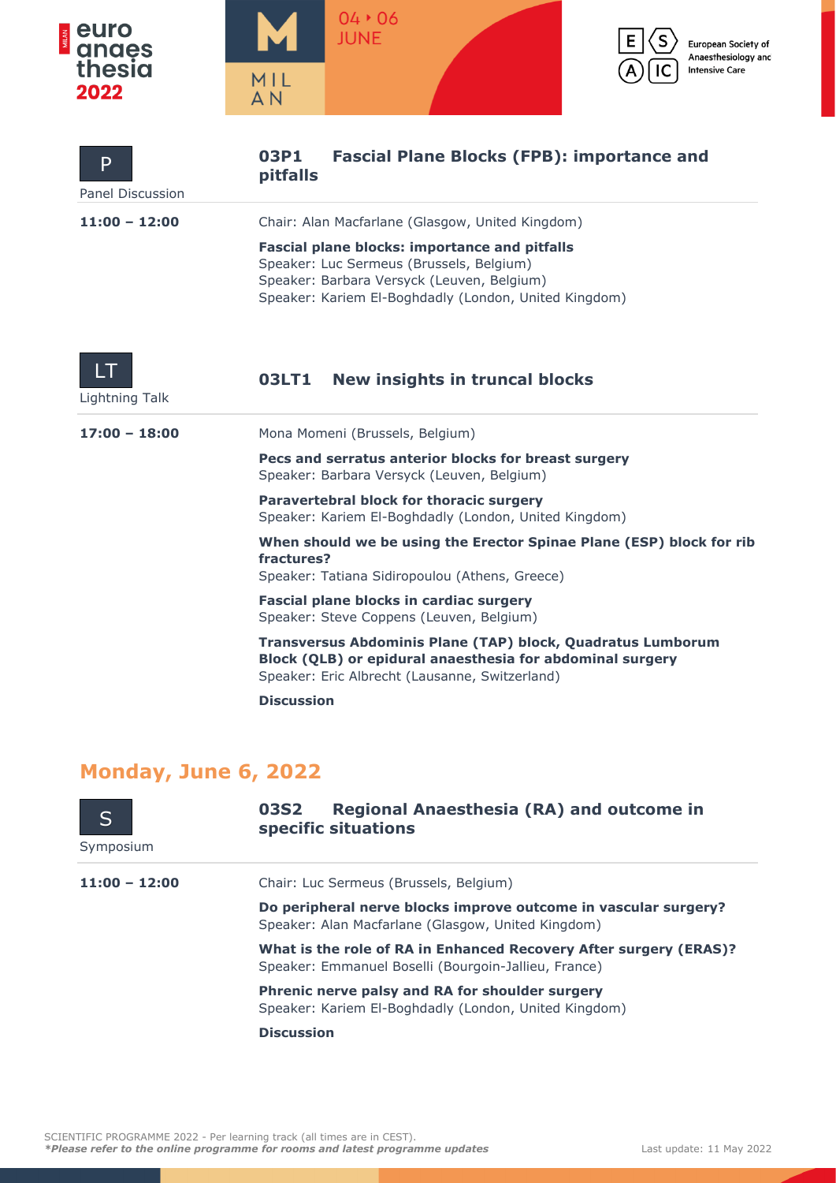P
Panel Discussion

### 03P1 Fascial Plane Blocks (FPB): importance and pitfalls

**11:00 – 12:00**

Chair: Alan Macfarlane (Glasgow, United Kingdom)

**Fascial plane blocks: importance and pitfalls**
Speaker: Luc Sermeus (Brussels, Belgium)
Speaker: Barbara Versyck (Leuven, Belgium)
Speaker: Kariem El-Boghdadly (London, United Kingdom)

LT
Lightning Talk

### 03LT1 New insights in truncal blocks

**17:00 – 18:00**

Mona Momeni (Brussels, Belgium)

**Pecs and serratus anterior blocks for breast surgery**
Speaker: Barbara Versyck (Leuven, Belgium)

**Paravertebral block for thoracic surgery**
Speaker: Kariem El-Boghdadly (London, United Kingdom)

**When should we be using the Erector Spinae Plane (ESP) block for rib fractures?**
Speaker: Tatiana Sidiropoulou (Athens, Greece)

**Fascial plane blocks in cardiac surgery**
Speaker: Steve Coppens (Leuven, Belgium)

**Transversus Abdominis Plane (TAP) block, Quadratus Lumborum Block (QLB) or epidural anaesthesia for abdominal surgery**
Speaker: Eric Albrecht (Lausanne, Switzerland)

**Discussion**

## Monday, June 6, 2022

S
Symposium

### 03S2 Regional Anaesthesia (RA) and outcome in specific situations

**11:00 – 12:00**

Chair: Luc Sermeus (Brussels, Belgium)

**Do peripheral nerve blocks improve outcome in vascular surgery?**
Speaker: Alan Macfarlane (Glasgow, United Kingdom)

**What is the role of RA in Enhanced Recovery After surgery (ERAS)?**
Speaker: Emmanuel Boselli (Bourgoin-Jallieu, France)

**Phrenic nerve palsy and RA for shoulder surgery**
Speaker: Kariem El-Boghdadly (London, United Kingdom)

**Discussion**